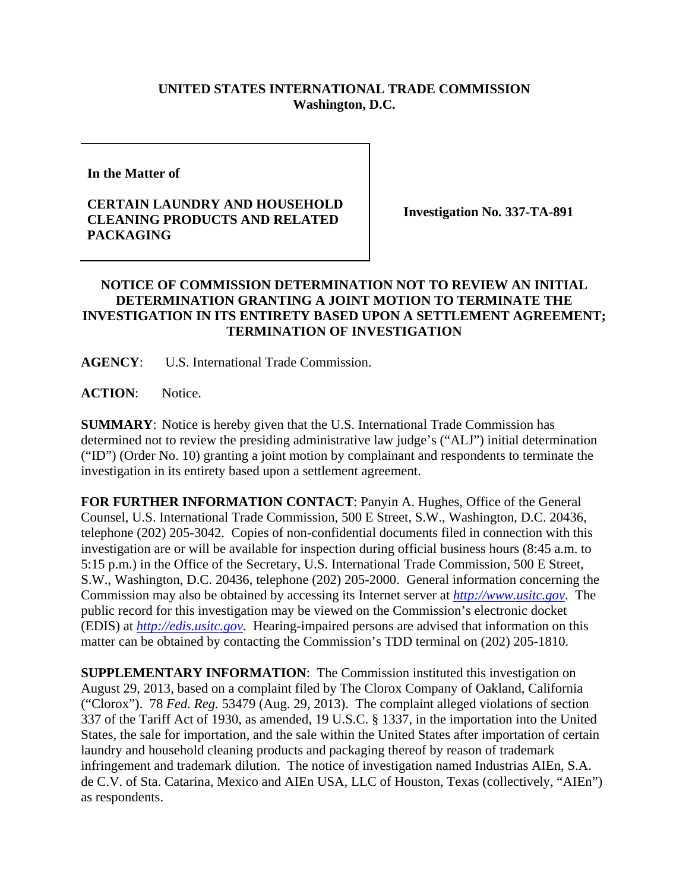**UNITED STATES INTERNATIONAL TRADE COMMISSION**
**Washington, D.C.**

| | |
|---|---|
| **In the Matter of**<br><br>**CERTAIN LAUNDRY AND HOUSEHOLD CLEANING PRODUCTS AND RELATED PACKAGING** | **Investigation No. 337-TA-891** |

**NOTICE OF COMMISSION DETERMINATION NOT TO REVIEW AN INITIAL DETERMINATION GRANTING A JOINT MOTION TO TERMINATE THE INVESTIGATION IN ITS ENTIRETY BASED UPON A SETTLEMENT AGREEMENT; TERMINATION OF INVESTIGATION**

**AGENCY**: U.S. International Trade Commission.

**ACTION**: Notice.

**SUMMARY**: Notice is hereby given that the U.S. International Trade Commission has determined not to review the presiding administrative law judge's ("ALJ") initial determination ("ID") (Order No. 10) granting a joint motion by complainant and respondents to terminate the investigation in its entirety based upon a settlement agreement.

**FOR FURTHER INFORMATION CONTACT**: Panyin A. Hughes, Office of the General Counsel, U.S. International Trade Commission, 500 E Street, S.W., Washington, D.C. 20436, telephone (202) 205-3042. Copies of non-confidential documents filed in connection with this investigation are or will be available for inspection during official business hours (8:45 a.m. to 5:15 p.m.) in the Office of the Secretary, U.S. International Trade Commission, 500 E Street, S.W., Washington, D.C. 20436, telephone (202) 205-2000. General information concerning the Commission may also be obtained by accessing its Internet server at *http://www.usitc.gov*. The public record for this investigation may be viewed on the Commission's electronic docket (EDIS) at *http://edis.usitc.gov*. Hearing-impaired persons are advised that information on this matter can be obtained by contacting the Commission's TDD terminal on (202) 205-1810.

**SUPPLEMENTARY INFORMATION**: The Commission instituted this investigation on August 29, 2013, based on a complaint filed by The Clorox Company of Oakland, California ("Clorox"). 78 *Fed. Reg.* 53479 (Aug. 29, 2013). The complaint alleged violations of section 337 of the Tariff Act of 1930, as amended, 19 U.S.C. § 1337, in the importation into the United States, the sale for importation, and the sale within the United States after importation of certain laundry and household cleaning products and packaging thereof by reason of trademark infringement and trademark dilution. The notice of investigation named Industrias AIEn, S.A. de C.V. of Sta. Catarina, Mexico and AIEn USA, LLC of Houston, Texas (collectively, "AIEn") as respondents.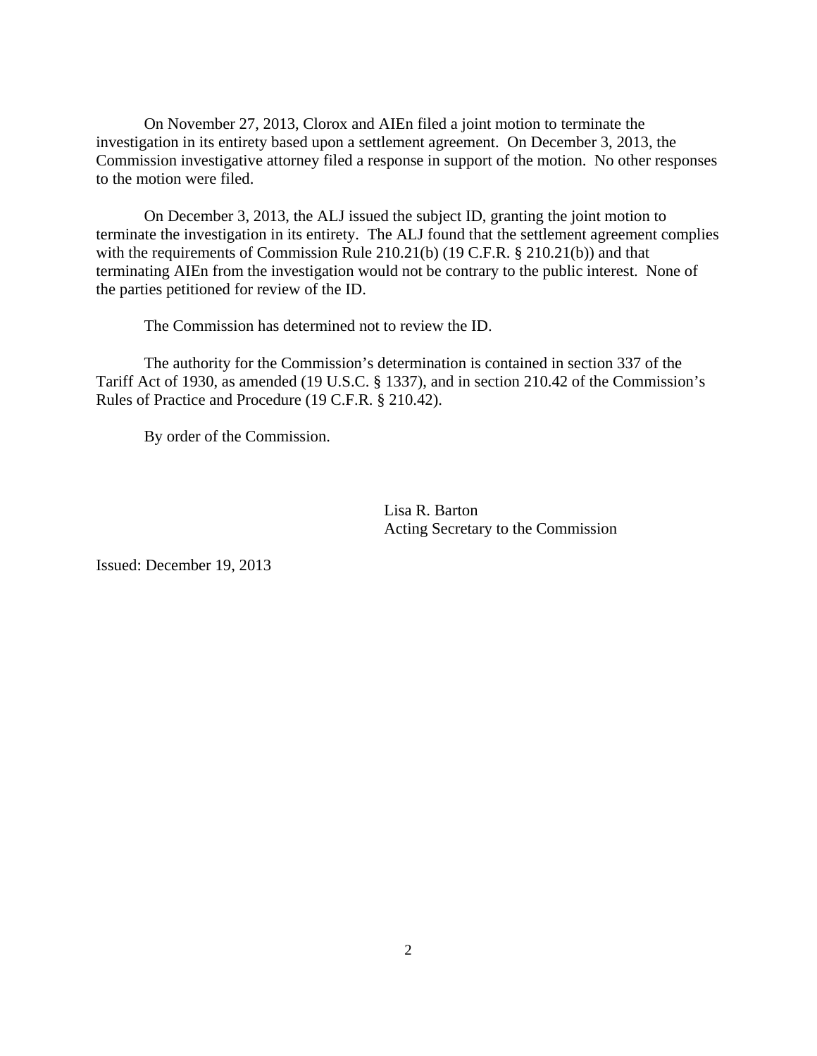On November 27, 2013, Clorox and AIEn filed a joint motion to terminate the investigation in its entirety based upon a settlement agreement. On December 3, 2013, the Commission investigative attorney filed a response in support of the motion. No other responses to the motion were filed.

On December 3, 2013, the ALJ issued the subject ID, granting the joint motion to terminate the investigation in its entirety. The ALJ found that the settlement agreement complies with the requirements of Commission Rule 210.21(b) (19 C.F.R. § 210.21(b)) and that terminating AIEn from the investigation would not be contrary to the public interest. None of the parties petitioned for review of the ID.

The Commission has determined not to review the ID.

The authority for the Commission's determination is contained in section 337 of the Tariff Act of 1930, as amended (19 U.S.C. § 1337), and in section 210.42 of the Commission's Rules of Practice and Procedure (19 C.F.R. § 210.42).

By order of the Commission.

Lisa R. Barton
Acting Secretary to the Commission

Issued: December 19, 2013